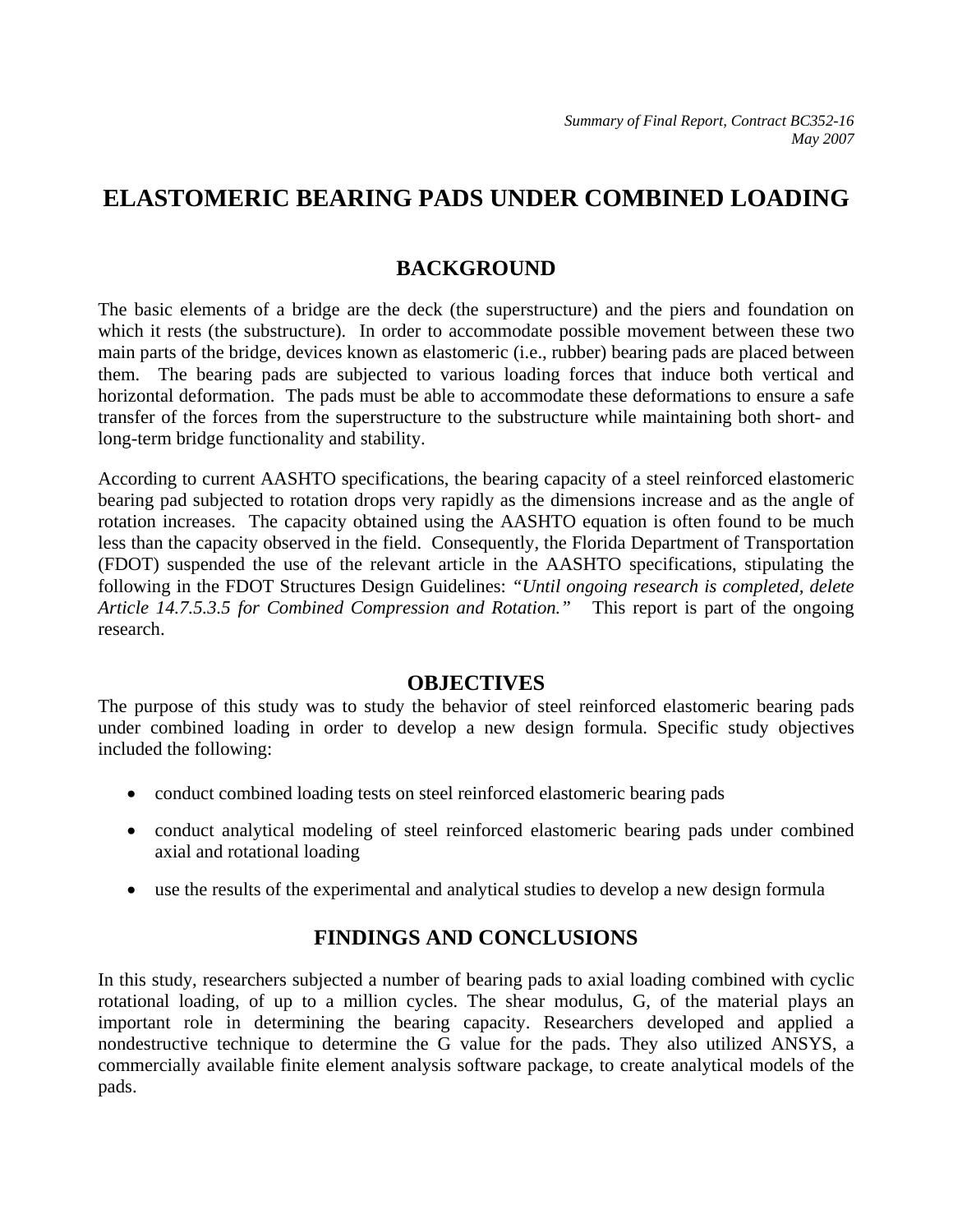*Summary of Final Report, Contract BC352-16*
*May 2007*

# ELASTOMERIC BEARING PADS UNDER COMBINED LOADING

## BACKGROUND

The basic elements of a bridge are the deck (the superstructure) and the piers and foundation on which it rests (the substructure). In order to accommodate possible movement between these two main parts of the bridge, devices known as elastomeric (i.e., rubber) bearing pads are placed between them. The bearing pads are subjected to various loading forces that induce both vertical and horizontal deformation. The pads must be able to accommodate these deformations to ensure a safe transfer of the forces from the superstructure to the substructure while maintaining both short- and long-term bridge functionality and stability.

According to current AASHTO specifications, the bearing capacity of a steel reinforced elastomeric bearing pad subjected to rotation drops very rapidly as the dimensions increase and as the angle of rotation increases. The capacity obtained using the AASHTO equation is often found to be much less than the capacity observed in the field. Consequently, the Florida Department of Transportation (FDOT) suspended the use of the relevant article in the AASHTO specifications, stipulating the following in the FDOT Structures Design Guidelines: *"Until ongoing research is completed, delete Article 14.7.5.3.5 for Combined Compression and Rotation."* This report is part of the ongoing research.

## OBJECTIVES

The purpose of this study was to study the behavior of steel reinforced elastomeric bearing pads under combined loading in order to develop a new design formula. Specific study objectives included the following:

- conduct combined loading tests on steel reinforced elastomeric bearing pads
- conduct analytical modeling of steel reinforced elastomeric bearing pads under combined axial and rotational loading
- use the results of the experimental and analytical studies to develop a new design formula

## FINDINGS AND CONCLUSIONS

In this study, researchers subjected a number of bearing pads to axial loading combined with cyclic rotational loading, of up to a million cycles. The shear modulus, $G$, of the material plays an important role in determining the bearing capacity. Researchers developed and applied a nondestructive technique to determine the $G$ value for the pads. They also utilized ANSYS, a commercially available finite element analysis software package, to create analytical models of the pads.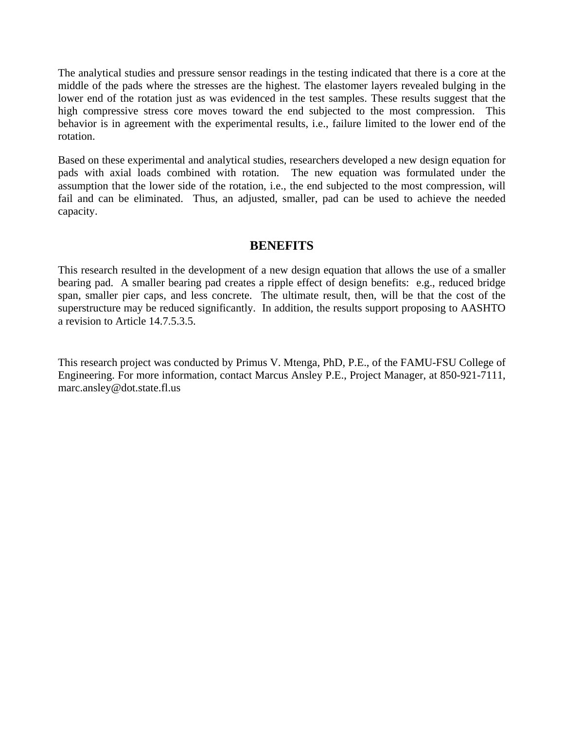The analytical studies and pressure sensor readings in the testing indicated that there is a core at the middle of the pads where the stresses are the highest. The elastomer layers revealed bulging in the lower end of the rotation just as was evidenced in the test samples. These results suggest that the high compressive stress core moves toward the end subjected to the most compression. This behavior is in agreement with the experimental results, i.e., failure limited to the lower end of the rotation.

Based on these experimental and analytical studies, researchers developed a new design equation for pads with axial loads combined with rotation. The new equation was formulated under the assumption that the lower side of the rotation, i.e., the end subjected to the most compression, will fail and can be eliminated. Thus, an adjusted, smaller, pad can be used to achieve the needed capacity.

## BENEFITS

This research resulted in the development of a new design equation that allows the use of a smaller bearing pad. A smaller bearing pad creates a ripple effect of design benefits: e.g., reduced bridge span, smaller pier caps, and less concrete. The ultimate result, then, will be that the cost of the superstructure may be reduced significantly. In addition, the results support proposing to AASHTO a revision to Article 14.7.5.3.5.

This research project was conducted by Primus V. Mtenga, PhD, P.E., of the FAMU-FSU College of Engineering. For more information, contact Marcus Ansley P.E., Project Manager, at 850-921-7111, marc.ansley@dot.state.fl.us